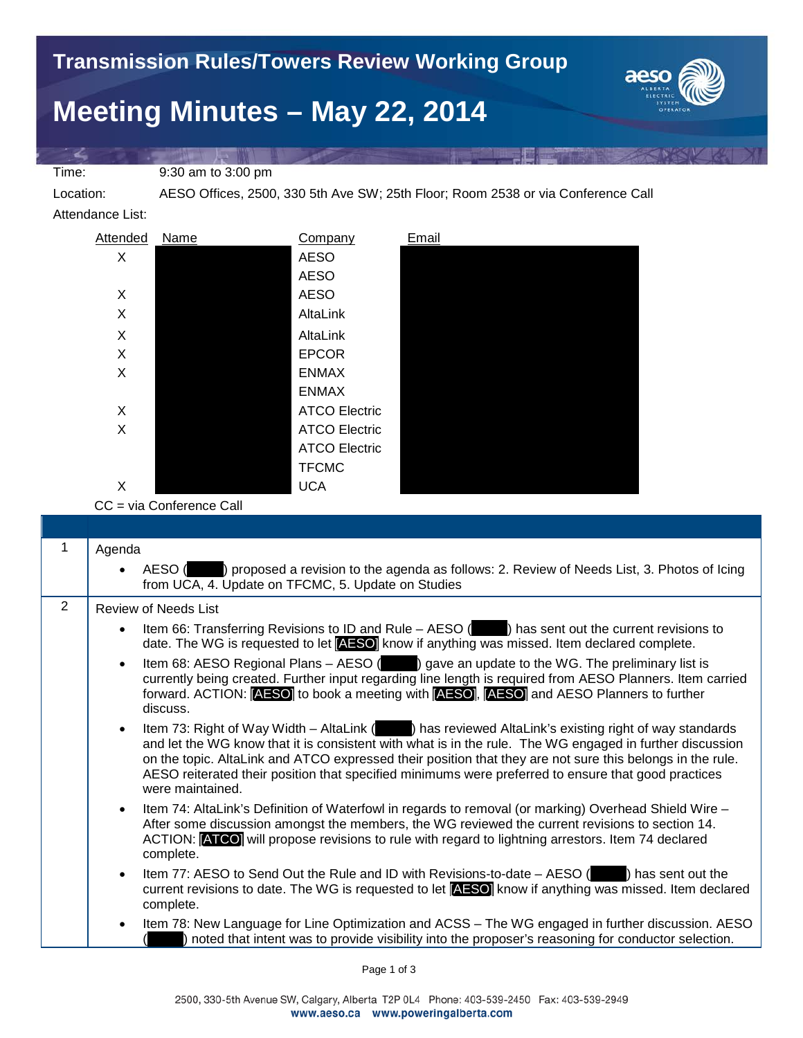# Transmission Rules/Towers Review Working Group

# Meeting Minutes – May 22, 2014

Time: 9:30 am to 3:00 pm

Location: AESO Offices, 2500, 330 5th Ave SW; 25th Floor; Room 2538 or via Conference Call

Attendance List:

| Attended | Name | Company | Email |
|---|---|---|---|
| X | | AESO | |
| | | AESO | |
| X | | AESO | |
| X | | AltaLink | |
| X | | AltaLink | |
| X | | EPCOR | |
| X | | ENMAX | |
| | | ENMAX | |
| X | | ATCO Electric | |
| X | | ATCO Electric | |
| | | ATCO Electric | |
| | | TFCMC | |
| X | | UCA | |

CC = via Conference Call

| | |
|---|---|
| 1 | Agenda<br>• AESO ( ) proposed a revision to the agenda as follows: 2. Review of Needs List, 3. Photos of Icing from UCA, 4. Update on TFCMC, 5. Update on Studies |
| 2 | Review of Needs List<br>• Item 66: Transferring Revisions to ID and Rule – AESO ( ) has sent out the current revisions to date. The WG is requested to let [AESO] know if anything was missed. Item declared complete.<br>• Item 68: AESO Regional Plans – AESO ( ) gave an update to the WG. The preliminary list is currently being created. Further input regarding line length is required from AESO Planners. Item carried forward. ACTION: [AESO] to book a meeting with [AESO], [AESO] and AESO Planners to further discuss.<br>• Item 73: Right of Way Width – AltaLink ( ) has reviewed AltaLink's existing right of way standards and let the WG know that it is consistent with what is in the rule. The WG engaged in further discussion on the topic. AltaLink and ATCO expressed their position that they are not sure this belongs in the rule. AESO reiterated their position that specified minimums were preferred to ensure that good practices were maintained.<br>• Item 74: AltaLink's Definition of Waterfowl in regards to removal (or marking) Overhead Shield Wire – After some discussion amongst the members, the WG reviewed the current revisions to section 14. ACTION: [ATCO] will propose revisions to rule with regard to lightning arrestors. Item 74 declared complete.<br>• Item 77: AESO to Send Out the Rule and ID with Revisions-to-date – AESO ( ) has sent out the current revisions to date. The WG is requested to let [AESO] know if anything was missed. Item declared complete.<br>• Item 78: New Language for Line Optimization and ACSS – The WG engaged in further discussion. AESO ( ) noted that intent was to provide visibility into the proposer's reasoning for conductor selection. |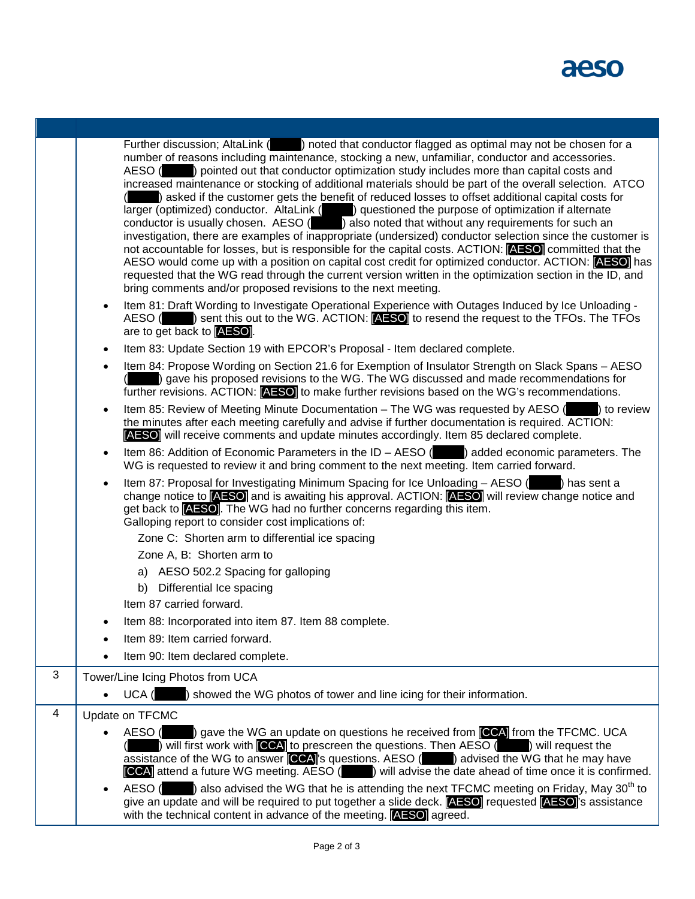| | |
|---|---|
| | Further discussion; AltaLink ( ) noted that conductor flagged as optimal may not be chosen for a number of reasons including maintenance, stocking a new, unfamiliar, conductor and accessories. AESO ( ) pointed out that conductor optimization study includes more than capital costs and increased maintenance or stocking of additional materials should be part of the overall selection. ATCO ( ) asked if the customer gets the benefit of reduced losses to offset additional capital costs for larger (optimized) conductor. AltaLink ( ) questioned the purpose of optimization if alternate conductor is usually chosen. AESO ( ) also noted that without any requirements for such an investigation, there are examples of inappropriate (undersized) conductor selection since the customer is not accountable for losses, but is responsible for the capital costs. ACTION: [AESO] committed that the AESO would come up with a position on capital cost credit for optimized conductor. ACTION: [AESO] has requested that the WG read through the current version written in the optimization section in the ID, and bring comments and/or proposed revisions to the next meeting.<br>• Item 81: Draft Wording to Investigate Operational Experience with Outages Induced by Ice Unloading - AESO ( ) sent this out to the WG. ACTION: [AESO] to resend the request to the TFOs. The TFOs are to get back to [AESO].<br>• Item 83: Update Section 19 with EPCOR's Proposal - Item declared complete.<br>• Item 84: Propose Wording on Section 21.6 for Exemption of Insulator Strength on Slack Spans – AESO ( ) gave his proposed revisions to the WG. The WG discussed and made recommendations for further revisions. ACTION: [AESO] to make further revisions based on the WG's recommendations.<br>• Item 85: Review of Meeting Minute Documentation – The WG was requested by AESO ( ) to review the minutes after each meeting carefully and advise if further documentation is required. ACTION: [AESO] will receive comments and update minutes accordingly. Item 85 declared complete.<br>• Item 86: Addition of Economic Parameters in the ID – AESO ( ) added economic parameters. The WG is requested to review it and bring comment to the next meeting. Item carried forward.<br>• Item 87: Proposal for Investigating Minimum Spacing for Ice Unloading – AESO ( ) has sent a change notice to [AESO] and is awaiting his approval. ACTION: [AESO] will review change notice and get back to [AESO]. The WG had no further concerns regarding this item. Galloping report to consider cost implications of:<br>Zone C: Shorten arm to differential ice spacing<br>Zone A, B: Shorten arm to<br>a) AESO 502.2 Spacing for galloping<br>b) Differential Ice spacing<br>Item 87 carried forward.<br>• Item 88: Incorporated into item 87. Item 88 complete.<br>• Item 89: Item carried forward.<br>• Item 90: Item declared complete. |
| 3 | Tower/Line Icing Photos from UCA<br>• UCA ( ) showed the WG photos of tower and line icing for their information. |
| 4 | Update on TFCMC<br>• AESO ( ) gave the WG an update on questions he received from [CCA] from the TFCMC. UCA ( ) will first work with [CCA] to prescreen the questions. Then AESO ( ) will request the assistance of the WG to answer [CCA]'s questions. AESO ( ) advised the WG that he may have [CCA] attend a future WG meeting. AESO ( ) will advise the date ahead of time once it is confirmed.<br>• AESO ( ) also advised the WG that he is attending the next TFCMC meeting on Friday, May 30th to give an update and will be required to put together a slide deck. [AESO] requested [AESO]'s assistance with the technical content in advance of the meeting. [AESO] agreed. |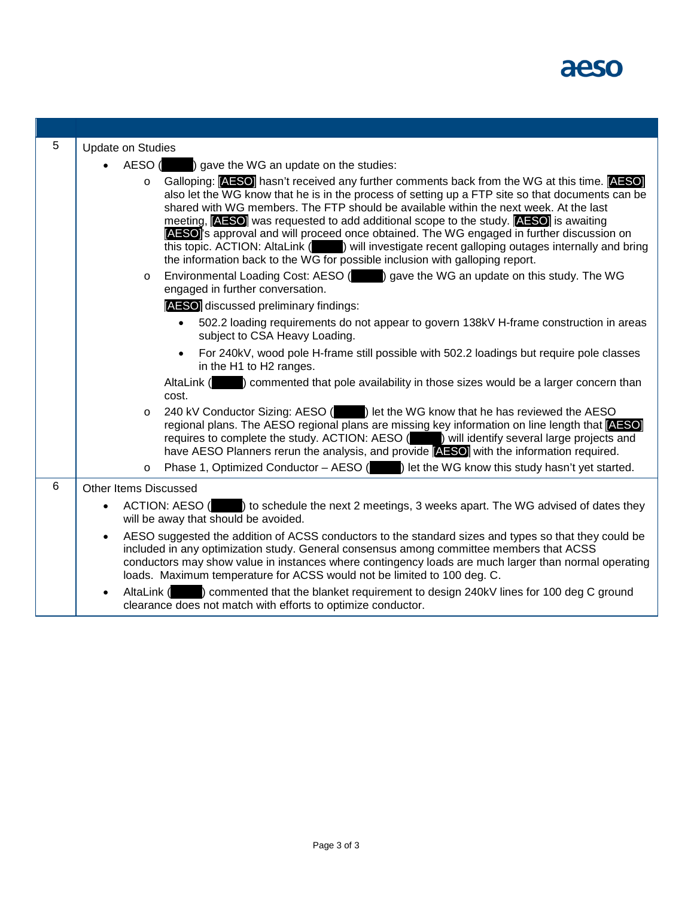| | |
|---|---|
| 5 | Update on Studies<br>• AESO ( ) gave the WG an update on the studies:<br>  o Galloping: [AESO] hasn't received any further comments back from the WG at this time. [AESO] also let the WG know that he is in the process of setting up a FTP site so that documents can be shared with WG members. The FTP should be available within the next week. At the last meeting, [AESO] was requested to add additional scope to the study. [AESO] is awaiting [AESO]'s approval and will proceed once obtained. The WG engaged in further discussion on this topic. ACTION: AltaLink ( ) will investigate recent galloping outages internally and bring the information back to the WG for possible inclusion with galloping report.<br>  o Environmental Loading Cost: AESO ( ) gave the WG an update on this study. The WG engaged in further conversation.<br>  [AESO] discussed preliminary findings:<br>    • 502.2 loading requirements do not appear to govern 138kV H-frame construction in areas subject to CSA Heavy Loading.<br>    • For 240kV, wood pole H-frame still possible with 502.2 loadings but require pole classes in the H1 to H2 ranges.<br>  AltaLink ( ) commented that pole availability in those sizes would be a larger concern than cost.<br>  o 240 kV Conductor Sizing: AESO ( ) let the WG know that he has reviewed the AESO regional plans. The AESO regional plans are missing key information on line length that [AESO] requires to complete the study. ACTION: AESO ( ) will identify several large projects and have AESO Planners rerun the analysis, and provide [AESO] with the information required.<br>  o Phase 1, Optimized Conductor – AESO ( ) let the WG know this study hasn't yet started. |
| 6 | Other Items Discussed<br>• ACTION: AESO ( ) to schedule the next 2 meetings, 3 weeks apart. The WG advised of dates they will be away that should be avoided.<br>• AESO suggested the addition of ACSS conductors to the standard sizes and types so that they could be included in any optimization study. General consensus among committee members that ACSS conductors may show value in instances where contingency loads are much larger than normal operating loads. Maximum temperature for ACSS would not be limited to 100 deg. C.<br>• AltaLink ( ) commented that the blanket requirement to design 240kV lines for 100 deg C ground clearance does not match with efforts to optimize conductor. |